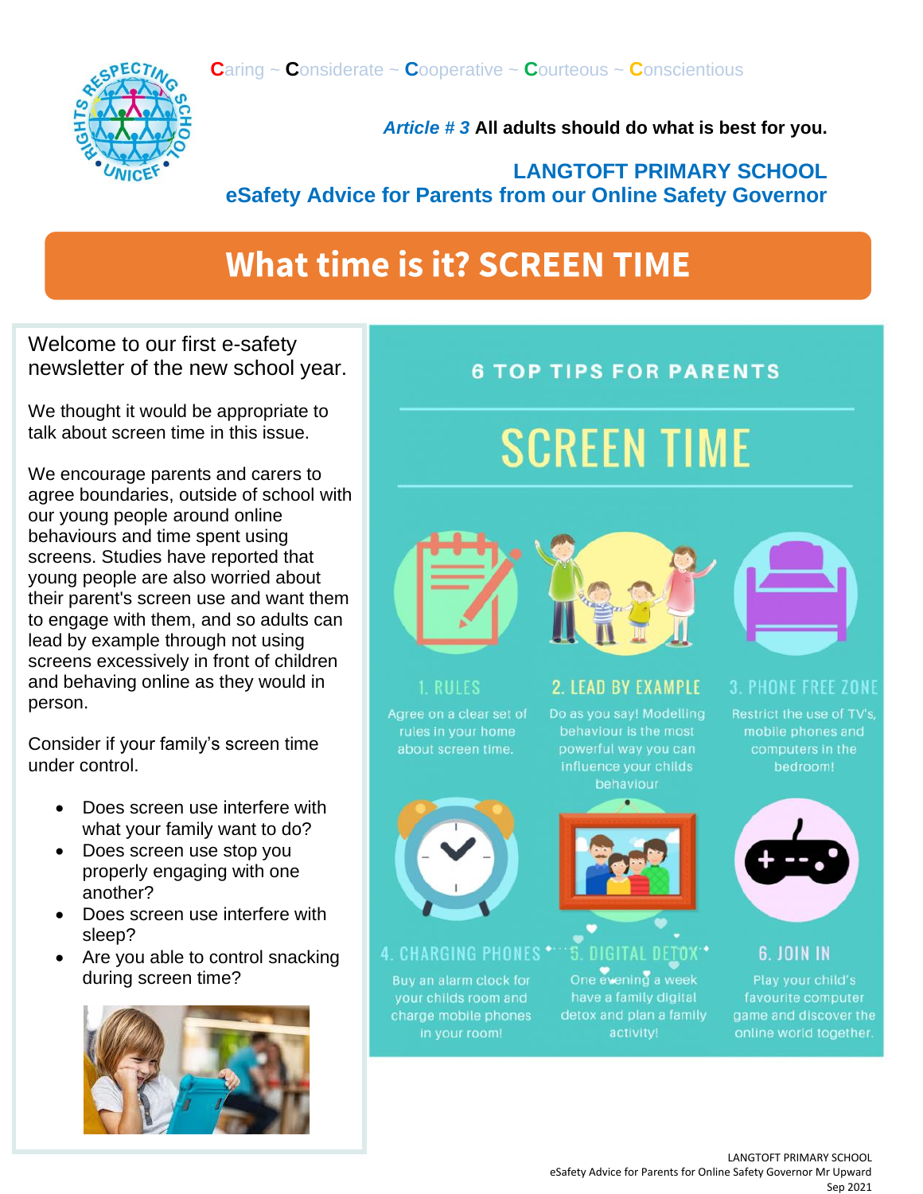Caring ~ Considerate ~ Cooperative ~ Courteous ~ Conscientious

***Article # 3*** **All adults should do what is best for you.**

**LANGTOFT PRIMARY SCHOOL**
**eSafety Advice for Parents from our Online Safety Governor**

# What time is it? SCREEN TIME

Welcome to our first e-safety newsletter of the new school year.

We thought it would be appropriate to talk about screen time in this issue.

We encourage parents and carers to agree boundaries, outside of school with our young people around online behaviours and time spent using screens. Studies have reported that young people are also worried about their parent's screen use and want them to engage with them, and so adults can lead by example through not using screens excessively in front of children and behaving online as they would in person.

Consider if your family's screen time under control.

- Does screen use interfere with what your family want to do?
- Does screen use stop you properly engaging with one another?
- Does screen use interfere with sleep?
- Are you able to control snacking during screen time?

## 6 TOP TIPS FOR PARENTS

## SCREEN TIME

**1. RULES**
Agree on a clear set of rules in your home about screen time.

**2. LEAD BY EXAMPLE**
Do as you say! Modelling behaviour is the most powerful way you can influence your childs behaviour

**3. PHONE FREE ZONE**
Restrict the use of TV's, mobile phones and computers in the bedroom!

**4. CHARGING PHONES**
Buy an alarm clock for your childs room and charge mobile phones in your room!

**5. DIGITAL DETOX**
One evening a week have a family digital detox and plan a family activity!

**6. JOIN IN**
Play your child's favourite computer game and discover the online world together.

LANGTOFT PRIMARY SCHOOL
eSafety Advice for Parents for Online Safety Governor Mr Upward
Sep 2021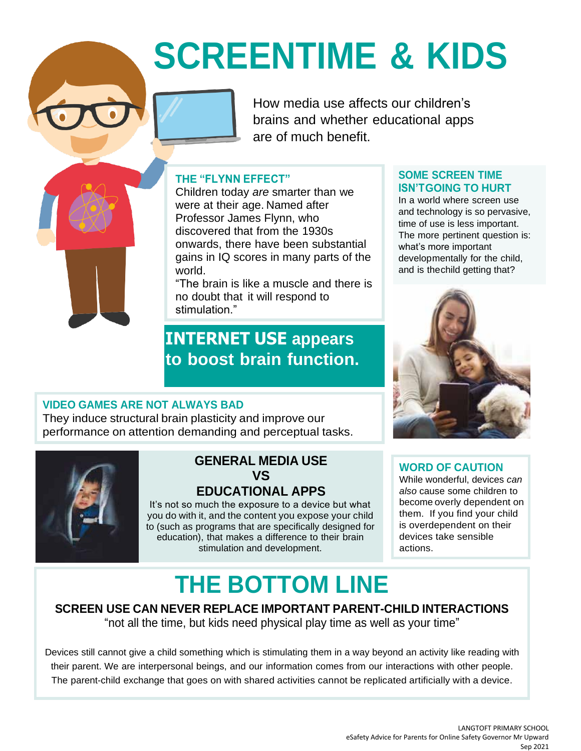# SCREENTIME & KIDS

How media use affects our children's brains and whether educational apps are of much benefit.

### THE "FLYNN EFFECT"

Children today *are* smarter than we were at their age. Named after Professor James Flynn, who discovered that from the 1930s onwards, there have been substantial gains in IQ scores in many parts of the world.

"The brain is like a muscle and there is no doubt that it will respond to stimulation."

## INTERNET USE appears to boost brain function.

### SOME SCREEN TIME ISN'TGOING TO HURT

In a world where screen use and technology is so pervasive, time of use is less important. The more pertinent question is: what's more important developmentally for the child, and is thechild getting that?

### VIDEO GAMES ARE NOT ALWAYS BAD

They induce structural brain plasticity and improve our performance on attention demanding and perceptual tasks.

### GENERAL MEDIA USE VS EDUCATIONAL APPS

It's not so much the exposure to a device but what you do with it, and the content you expose your child to (such as programs that are specifically designed for education), that makes a difference to their brain stimulation and development.

### WORD OF CAUTION

While wonderful, devices *can also* cause some children to become overly dependent on them. If you find your child is overdependent on their devices take sensible actions.

# THE BOTTOM LINE

**SCREEN USE CAN NEVER REPLACE IMPORTANT PARENT-CHILD INTERACTIONS**

"not all the time, but kids need physical play time as well as your time"

Devices still cannot give a child something which is stimulating them in a way beyond an activity like reading with their parent. We are interpersonal beings, and our information comes from our interactions with other people. The parent-child exchange that goes on with shared activities cannot be replicated artificially with a device.

LANGTOFT PRIMARY SCHOOL
eSafety Advice for Parents for Online Safety Governor Mr Upward
Sep 2021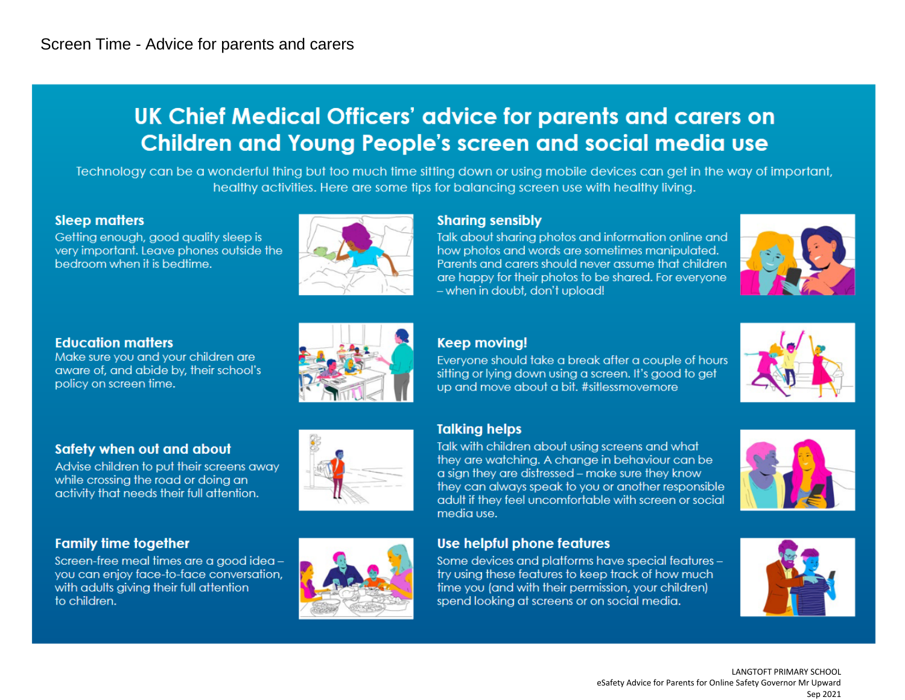Screen Time - Advice for parents and carers

# UK Chief Medical Officers' advice for parents and carers on Children and Young People's screen and social media use

Technology can be a wonderful thing but too much time sitting down or using mobile devices can get in the way of important, healthy activities. Here are some tips for balancing screen use with healthy living.

### Sleep matters

Getting enough, good quality sleep is very important. Leave phones outside the bedroom when it is bedtime.

### Education matters

Make sure you and your children are aware of, and abide by, their school's policy on screen time.

### Safety when out and about

Advise children to put their screens away while crossing the road or doing an activity that needs their full attention.

### Family time together

Screen-free meal times are a good idea – you can enjoy face-to-face conversation, with adults giving their full attention to children.

### Sharing sensibly

Talk about sharing photos and information online and how photos and words are sometimes manipulated. Parents and carers should never assume that children are happy for their photos to be shared. For everyone – when in doubt, don't upload!

### Keep moving!

Everyone should take a break after a couple of hours sitting or lying down using a screen. It's good to get up and move about a bit. #sitlessmovemore

### Talking helps

Talk with children about using screens and what they are watching. A change in behaviour can be a sign they are distressed – make sure they know they can always speak to you or another responsible adult if they feel uncomfortable with screen or social media use.

### Use helpful phone features

Some devices and platforms have special features – try using these features to keep track of how much time you (and with their permission, your children) spend looking at screens or on social media.

LANGTOFT PRIMARY SCHOOL
eSafety Advice for Parents for Online Safety Governor Mr Upward
Sep 2021